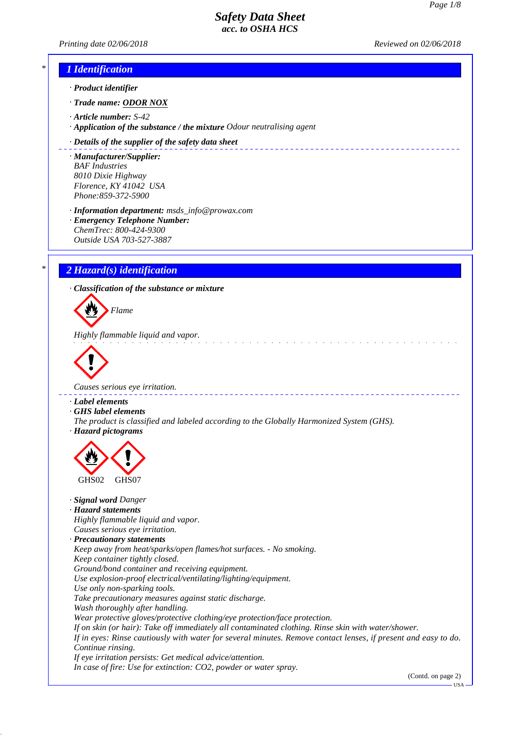# Safety Data Sheet
## acc. to OSHA HCS

*Printing date 02/06/2018* *Reviewed on 02/06/2018*

## 1 Identification

· **Product identifier**

· **Trade name:** **ODOR NOX**

· **Article number:** S-42
· **Application of the substance / the mixture** Odour neutralising agent

· **Details of the supplier of the safety data sheet**

· **Manufacturer/Supplier:**
BAF Industries
8010 Dixie Highway
Florence, KY 41042 USA
Phone:859-372-5900

· **Information department:** msds_info@prowax.com
· **Emergency Telephone Number:**
ChemTrec: 800-424-9300
Outside USA 703-527-3887

## 2 Hazard(s) identification

· **Classification of the substance or mixture**

Flame

Highly flammable liquid and vapor.

Causes serious eye irritation.

· **Label elements**
· **GHS label elements**
The product is classified and labeled according to the Globally Harmonized System (GHS).
· **Hazard pictograms**

GHS02 GHS07

· **Signal word** Danger
· **Hazard statements**
Highly flammable liquid and vapor.
Causes serious eye irritation.
· **Precautionary statements**
Keep away from heat/sparks/open flames/hot surfaces. - No smoking.
Keep container tightly closed.
Ground/bond container and receiving equipment.
Use explosion-proof electrical/ventilating/lighting/equipment.
Use only non-sparking tools.
Take precautionary measures against static discharge.
Wash thoroughly after handling.
Wear protective gloves/protective clothing/eye protection/face protection.
If on skin (or hair): Take off immediately all contaminated clothing. Rinse skin with water/shower.
If in eyes: Rinse cautiously with water for several minutes. Remove contact lenses, if present and easy to do. Continue rinsing.
If eye irritation persists: Get medical advice/attention.
In case of fire: Use for extinction: $CO_2$, powder or water spray.

(Contd. on page 2)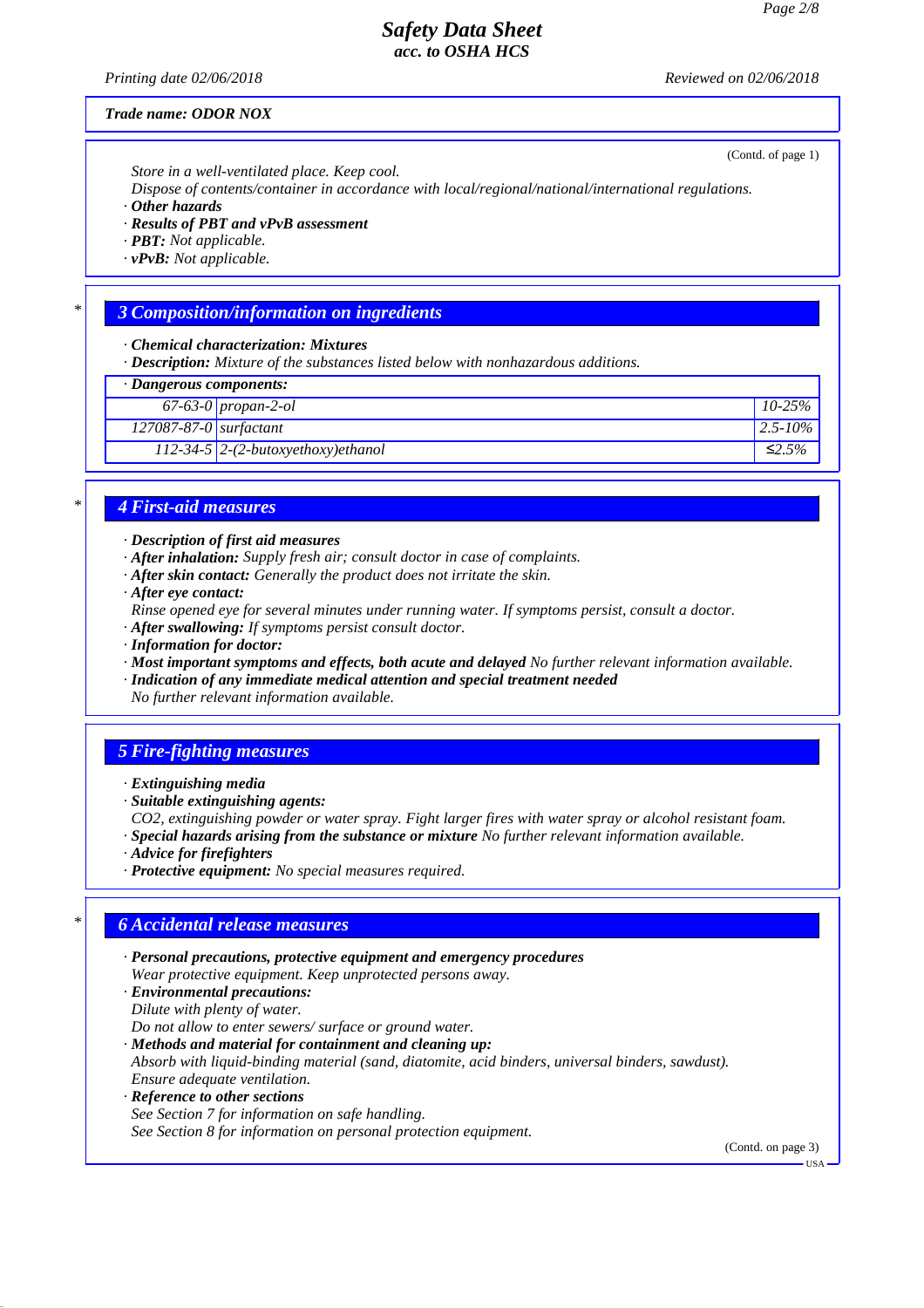*Trade name: ODOR NOX*

(Contd. of page 1)

*Store in a well-ventilated place. Keep cool.*
*Dispose of contents/container in accordance with local/regional/national/international regulations.*

· ***Other hazards***
· ***Results of PBT and vPvB assessment***
· ***PBT:*** *Not applicable.*
· ***vPvB:*** *Not applicable.*

## 3 Composition/information on ingredients

· ***Chemical characterization: Mixtures***
· ***Description:*** *Mixture of the substances listed below with nonhazardous additions.*

| · Dangerous components: | | |
|---|---|---|
| 67-63-0 | propan-2-ol | 10-25% |
| 127087-87-0 | surfactant | 2.5-10% |
| 112-34-5 | 2-(2-butoxyethoxy)ethanol | ≤2.5% |

## 4 First-aid measures

· ***Description of first aid measures***
· ***After inhalation:*** *Supply fresh air; consult doctor in case of complaints.*
· ***After skin contact:*** *Generally the product does not irritate the skin.*
· ***After eye contact:***
*Rinse opened eye for several minutes under running water. If symptoms persist, consult a doctor.*
· ***After swallowing:*** *If symptoms persist consult doctor.*
· ***Information for doctor:***
· ***Most important symptoms and effects, both acute and delayed*** *No further relevant information available.*
· ***Indication of any immediate medical attention and special treatment needed***
*No further relevant information available.*

## 5 Fire-fighting measures

· ***Extinguishing media***
· ***Suitable extinguishing agents:***
*$CO_2$, extinguishing powder or water spray. Fight larger fires with water spray or alcohol resistant foam.*
· ***Special hazards arising from the substance or mixture*** *No further relevant information available.*
· ***Advice for firefighters***
· ***Protective equipment:*** *No special measures required.*

## 6 Accidental release measures

· ***Personal precautions, protective equipment and emergency procedures***
*Wear protective equipment. Keep unprotected persons away.*
· ***Environmental precautions:***
*Dilute with plenty of water.*
*Do not allow to enter sewers/ surface or ground water.*
· ***Methods and material for containment and cleaning up:***
*Absorb with liquid-binding material (sand, diatomite, acid binders, universal binders, sawdust).*
*Ensure adequate ventilation.*
· ***Reference to other sections***
*See Section 7 for information on safe handling.*
*See Section 8 for information on personal protection equipment.*

(Contd. on page 3)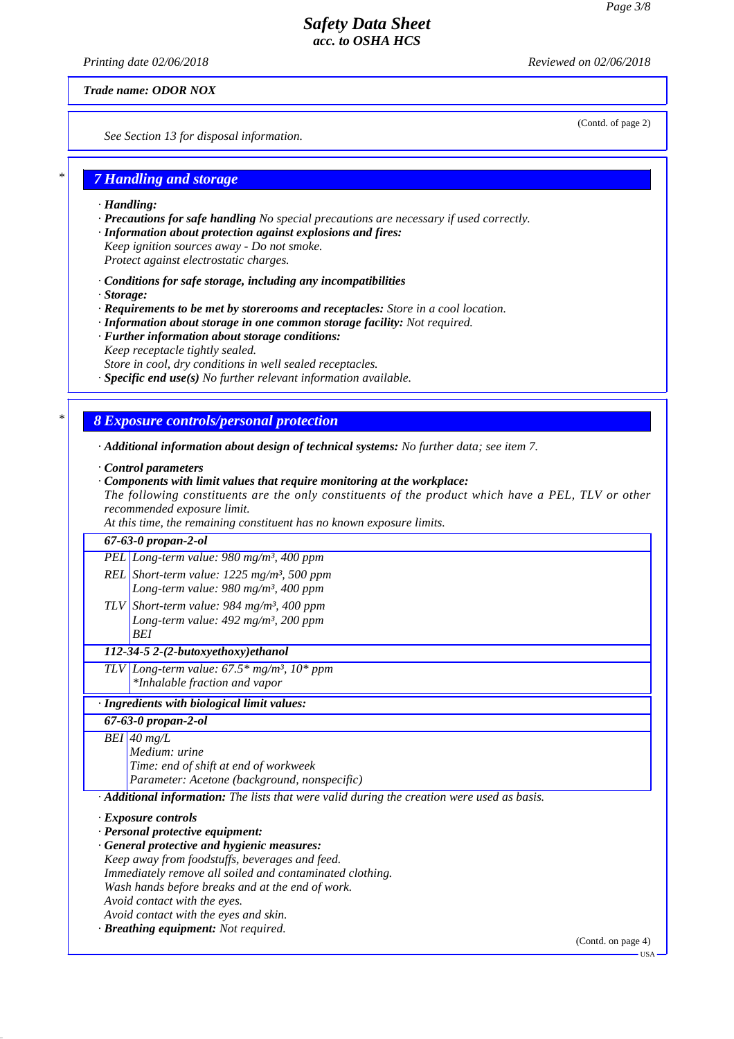*Trade name: ODOR NOX*

(Contd. of page 2)

*See Section 13 for disposal information.*

## 7 Handling and storage

· **Handling:**
· **Precautions for safe handling** *No special precautions are necessary if used correctly.*
· **Information about protection against explosions and fires:**
*Keep ignition sources away - Do not smoke.*
*Protect against electrostatic charges.*

· **Conditions for safe storage, including any incompatibilities**
· **Storage:**
· **Requirements to be met by storerooms and receptacles:** *Store in a cool location.*
· **Information about storage in one common storage facility:** *Not required.*
· **Further information about storage conditions:**
*Keep receptacle tightly sealed.*
*Store in cool, dry conditions in well sealed receptacles.*
· **Specific end use(s)** *No further relevant information available.*

## 8 Exposure controls/personal protection

· **Additional information about design of technical systems:** *No further data; see item 7.*

· **Control parameters**
· **Components with limit values that require monitoring at the workplace:**
*The following constituents are the only constituents of the product which have a PEL, TLV or other recommended exposure limit.*
*At this time, the remaining constituent has no known exposure limits.*

| **67-63-0 propan-2-ol** | |
|---|---|
| PEL | Long-term value: 980 mg/m³, 400 ppm |
| REL | Short-term value: 1225 mg/m³, 500 ppm<br>Long-term value: 980 mg/m³, 400 ppm |
| TLV | Short-term value: 984 mg/m³, 400 ppm<br>Long-term value: 492 mg/m³, 200 ppm<br>BEI |
| **112-34-5 2-(2-butoxyethoxy)ethanol** | |
| TLV | Long-term value: 67.5* mg/m³, 10* ppm<br>*Inhalable fraction and vapor |

· **Ingredients with biological limit values:**

| **67-63-0 propan-2-ol** | |
|---|---|
| BEI | 40 mg/L<br>Medium: urine<br>Time: end of shift at end of workweek<br>Parameter: Acetone (background, nonspecific) |

· **Additional information:** *The lists that were valid during the creation were used as basis.*

· **Exposure controls**
· **Personal protective equipment:**
· **General protective and hygienic measures:**
*Keep away from foodstuffs, beverages and feed.*
*Immediately remove all soiled and contaminated clothing.*
*Wash hands before breaks and at the end of work.*
*Avoid contact with the eyes.*
*Avoid contact with the eyes and skin.*
· **Breathing equipment:** *Not required.*

(Contd. on page 4)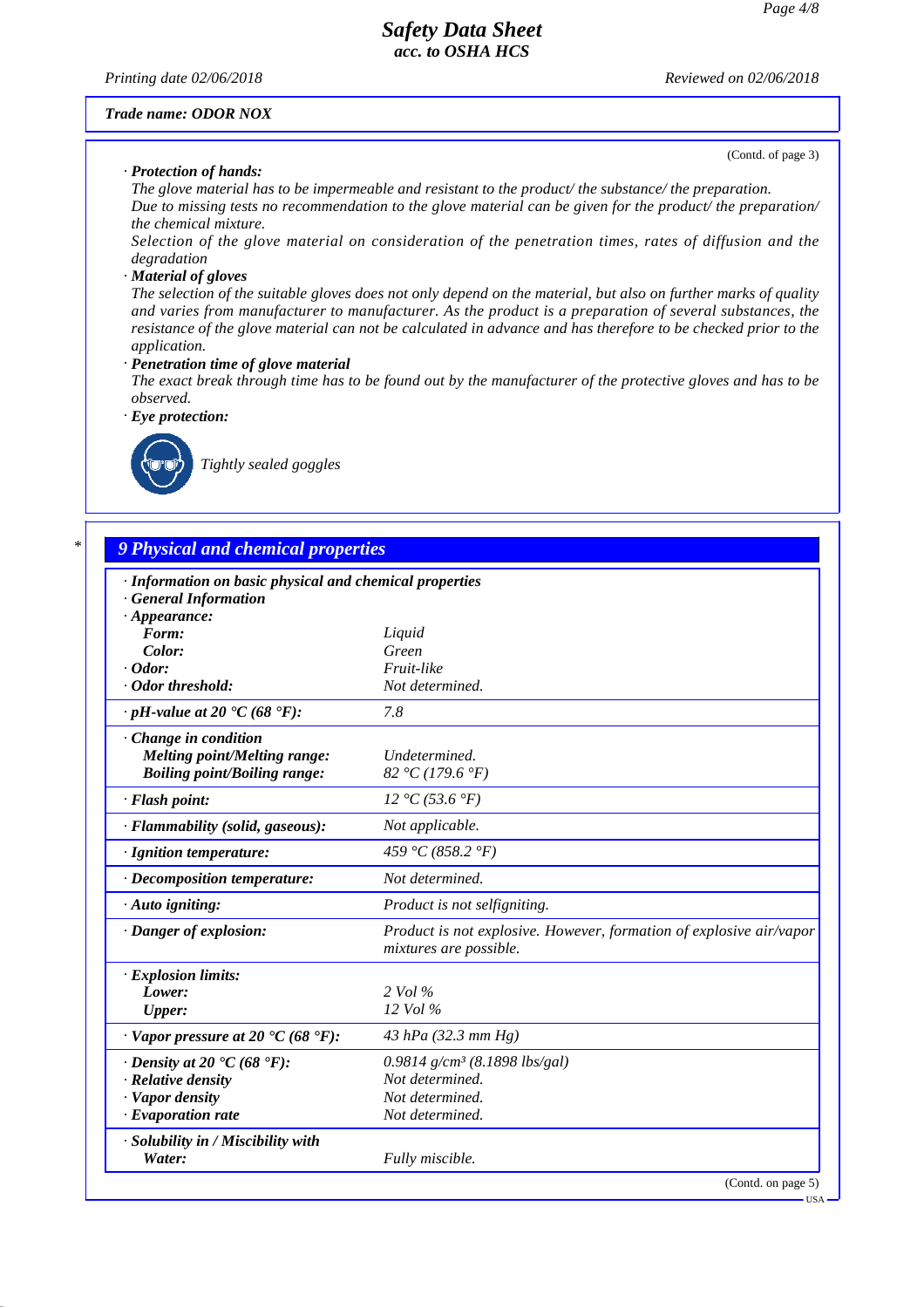Trade name: ODOR NOX

(Contd. of page 3)

· **Protection of hands:**

The glove material has to be impermeable and resistant to the product/ the substance/ the preparation.
Due to missing tests no recommendation to the glove material can be given for the product/ the preparation/ the chemical mixture.
Selection of the glove material on consideration of the penetration times, rates of diffusion and the degradation

· **Material of gloves**

The selection of the suitable gloves does not only depend on the material, but also on further marks of quality and varies from manufacturer to manufacturer. As the product is a preparation of several substances, the resistance of the glove material can not be calculated in advance and has therefore to be checked prior to the application.

· **Penetration time of glove material**

The exact break through time has to be found out by the manufacturer of the protective gloves and has to be observed.

· **Eye protection:**

Tightly sealed goggles

## 9 Physical and chemical properties

· **Information on basic physical and chemical properties**
· **General Information**
· **Appearance:**

| | |
|---|---|
| **Form:** | Liquid |
| **Color:** | Green |
| · **Odor:** | Fruit-like |
| · **Odor threshold:** | Not determined. |
| · **pH-value at 20 °C (68 °F):** | 7.8 |
| · **Change in condition** | |
| **Melting point/Melting range:** | Undetermined. |
| **Boiling point/Boiling range:** | 82 °C (179.6 °F) |
| · **Flash point:** | 12 °C (53.6 °F) |
| · **Flammability (solid, gaseous):** | Not applicable. |
| · **Ignition temperature:** | 459 °C (858.2 °F) |
| · **Decomposition temperature:** | Not determined. |
| · **Auto igniting:** | Product is not selfigniting. |
| · **Danger of explosion:** | Product is not explosive. However, formation of explosive air/vapor mixtures are possible. |
| · **Explosion limits:** | |
| **Lower:** | 2 Vol % |
| **Upper:** | 12 Vol % |
| · **Vapor pressure at 20 °C (68 °F):** | 43 hPa (32.3 mm Hg) |
| · **Density at 20 °C (68 °F):** | 0.9814 g/cm³ (8.1898 lbs/gal) |
| · **Relative density** | Not determined. |
| · **Vapor density** | Not determined. |
| · **Evaporation rate** | Not determined. |
| · **Solubility in / Miscibility with** | |
| **Water:** | Fully miscible. |

(Contd. on page 5)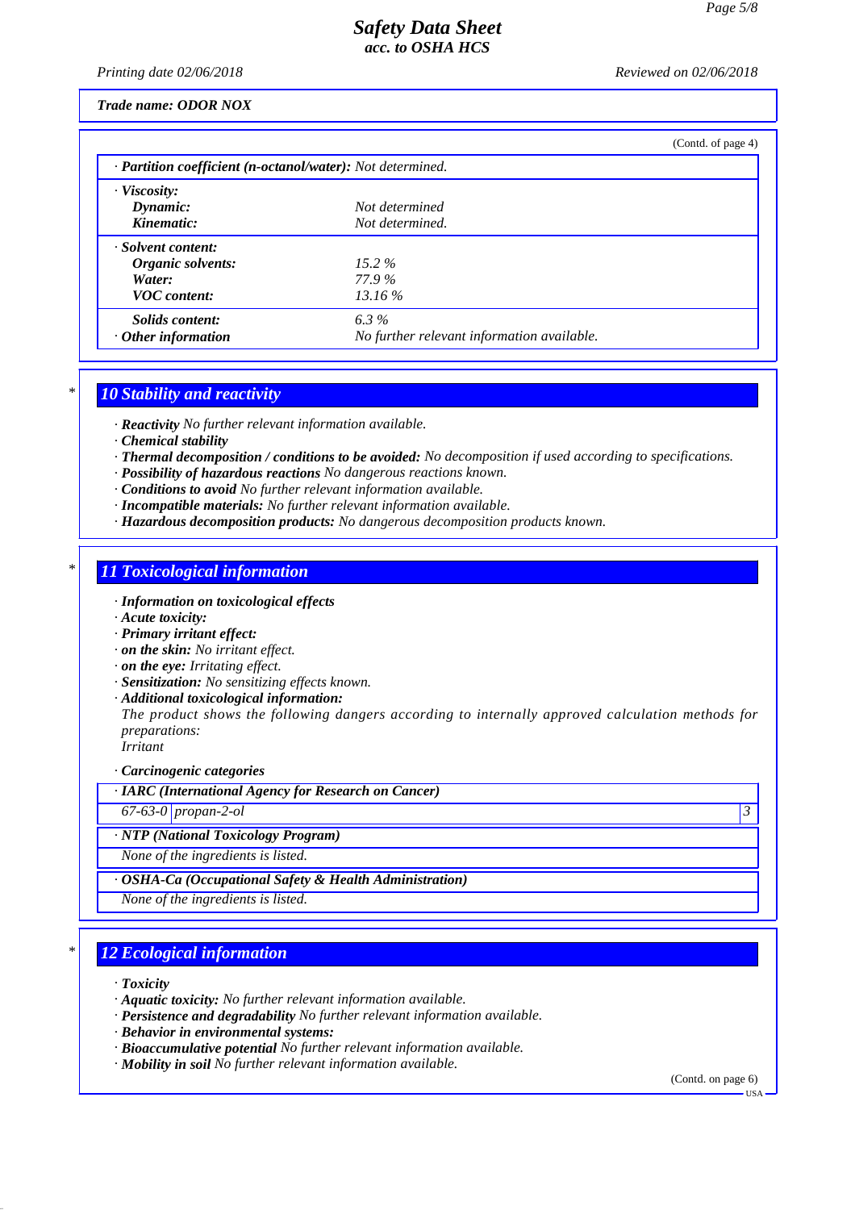Trade name: ODOR NOX

(Contd. of page 4)

| | |
|---|---|
| · **Partition coefficient (n-octanol/water):** Not determined. | |
| · **Viscosity:** | |
| **Dynamic:** | Not determined |
| **Kinematic:** | Not determined. |
| · **Solvent content:** | |
| **Organic solvents:** | 15.2 % |
| **Water:** | 77.9 % |
| **VOC content:** | 13.16 % |
| **Solids content:** | 6.3 % |
| · **Other information** | No further relevant information available. |

\* 

## 10 Stability and reactivity

· **Reactivity** No further relevant information available.
· **Chemical stability**
· **Thermal decomposition / conditions to be avoided:** No decomposition if used according to specifications.
· **Possibility of hazardous reactions** No dangerous reactions known.
· **Conditions to avoid** No further relevant information available.
· **Incompatible materials:** No further relevant information available.
· **Hazardous decomposition products:** No dangerous decomposition products known.

\* 

## 11 Toxicological information

· **Information on toxicological effects**
· **Acute toxicity:**
· **Primary irritant effect:**
· **on the skin:** No irritant effect.
· **on the eye:** Irritating effect.
· **Sensitization:** No sensitizing effects known.
· **Additional toxicological information:**
The product shows the following dangers according to internally approved calculation methods for preparations:
Irritant

· **Carcinogenic categories**

| · **IARC (International Agency for Research on Cancer)** | | |
|---|---|---|
| 67-63-0 | propan-2-ol | 3 |

| · **NTP (National Toxicology Program)** |
|---|
| None of the ingredients is listed. |

| · **OSHA-Ca (Occupational Safety & Health Administration)** |
|---|
| None of the ingredients is listed. |

\* 

## 12 Ecological information

· **Toxicity**
· **Aquatic toxicity:** No further relevant information available.
· **Persistence and degradability** No further relevant information available.
· **Behavior in environmental systems:**
· **Bioaccumulative potential** No further relevant information available.
· **Mobility in soil** No further relevant information available.

(Contd. on page 6)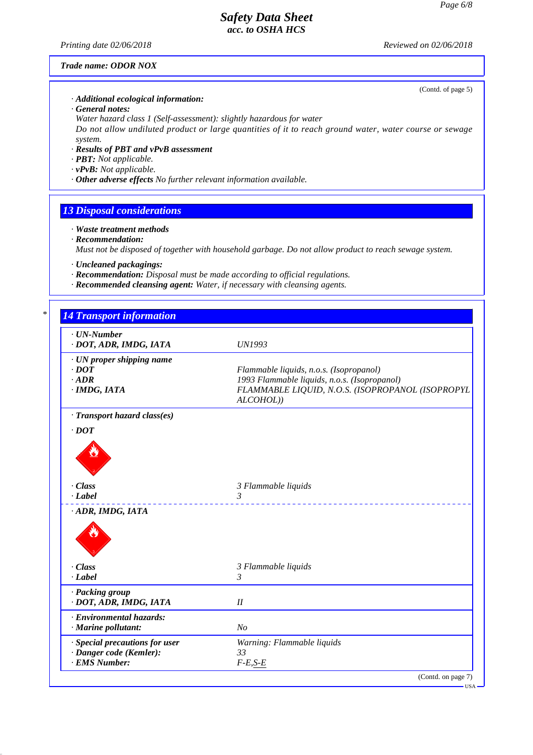Trade name: ODOR NOX

(Contd. of page 5)

· **Additional ecological information:**
· **General notes:**
Water hazard class 1 (Self-assessment): slightly hazardous for water
Do not allow undiluted product or large quantities of it to reach ground water, water course or sewage system.
· **Results of PBT and vPvB assessment**
· **PBT:** Not applicable.
· **vPvB:** Not applicable.
· **Other adverse effects** No further relevant information available.

## 13 Disposal considerations

· **Waste treatment methods**
· **Recommendation:**
Must not be disposed of together with household garbage. Do not allow product to reach sewage system.

· **Uncleaned packagings:**
· **Recommendation:** Disposal must be made according to official regulations.
· **Recommended cleansing agent:** Water, if necessary with cleansing agents.

## 14 Transport information

| | |
|---|---|
| · **UN-Number**<br>· **DOT, ADR, IMDG, IATA** | UN1993 |
| · **UN proper shipping name**<br>· **DOT**<br>· **ADR**<br>· **IMDG, IATA** | <br>Flammable liquids, n.o.s. (Isopropanol)<br>1993 Flammable liquids, n.o.s. (Isopropanol)<br>FLAMMABLE LIQUID, N.O.S. (ISOPROPANOL (ISOPROPYL ALCOHOL)) |
| · **Transport hazard class(es)**<br>· **DOT** | |
| · **Class**<br>· **Label** | 3 Flammable liquids<br>3 |
| · **ADR, IMDG, IATA** | |
| · **Class**<br>· **Label** | 3 Flammable liquids<br>3 |
| · **Packing group**<br>· **DOT, ADR, IMDG, IATA** | <br>II |
| · **Environmental hazards:**<br>· **Marine pollutant:** | <br>No |
| · **Special precautions for user**<br>· **Danger code (Kemler):**<br>· **EMS Number:** | Warning: Flammable liquids<br>33<br>F-E,S-E |

(Contd. on page 7)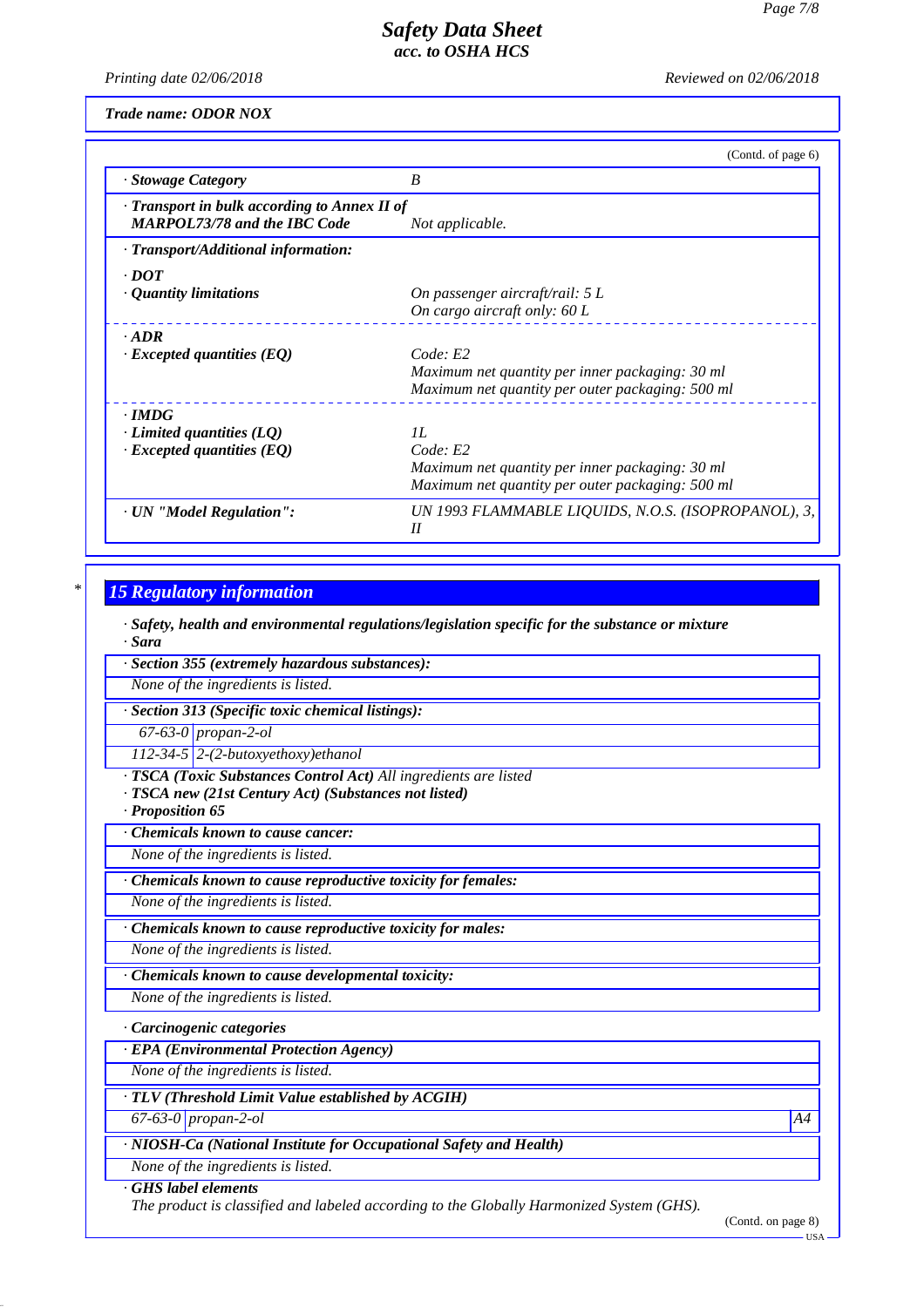**Trade name: ODOR NOX**

(Contd. of page 6)

| | |
|---|---|
| · **Stowage Category** | *B* |
| · **Transport in bulk according to Annex II of MARPOL73/78 and the IBC Code** | *Not applicable.* |
| · **Transport/Additional information:** | |
| · **DOT** | |
| · **Quantity limitations** | *On passenger aircraft/rail: 5 L*<br>*On cargo aircraft only: 60 L* |
| · **ADR** | |
| · **Excepted quantities (EQ)** | *Code: E2*<br>*Maximum net quantity per inner packaging: 30 ml*<br>*Maximum net quantity per outer packaging: 500 ml* |
| · **IMDG** | |
| · **Limited quantities (LQ)** | *1L* |
| · **Excepted quantities (EQ)** | *Code: E2*<br>*Maximum net quantity per inner packaging: 30 ml*<br>*Maximum net quantity per outer packaging: 500 ml* |
| · **UN "Model Regulation":** | *UN 1993 FLAMMABLE LIQUIDS, N.O.S. (ISOPROPANOL), 3, II* |

\* 

## 15 Regulatory information

· **Safety, health and environmental regulations/legislation specific for the substance or mixture**
· **Sara**

· **Section 355 (extremely hazardous substances):**
*None of the ingredients is listed.*

· **Section 313 (Specific toxic chemical listings):**

| | |
|---|---|
| *67-63-0* | *propan-2-ol* |
| *112-34-5* | *2-(2-butoxyethoxy)ethanol* |

· **TSCA (Toxic Substances Control Act)** *All ingredients are listed*
· **TSCA new (21st Century Act) (Substances not listed)**
· **Proposition 65**

· **Chemicals known to cause cancer:**
*None of the ingredients is listed.*

· **Chemicals known to cause reproductive toxicity for females:**
*None of the ingredients is listed.*

· **Chemicals known to cause reproductive toxicity for males:**
*None of the ingredients is listed.*

· **Chemicals known to cause developmental toxicity:**
*None of the ingredients is listed.*

· **Carcinogenic categories**

· **EPA (Environmental Protection Agency)**
*None of the ingredients is listed.*

· **TLV (Threshold Limit Value established by ACGIH)**

| | | |
|---|---|---|
| *67-63-0* | *propan-2-ol* | *A4* |

· **NIOSH-Ca (National Institute for Occupational Safety and Health)**
*None of the ingredients is listed.*

· **GHS label elements**
*The product is classified and labeled according to the Globally Harmonized System (GHS).*

(Contd. on page 8)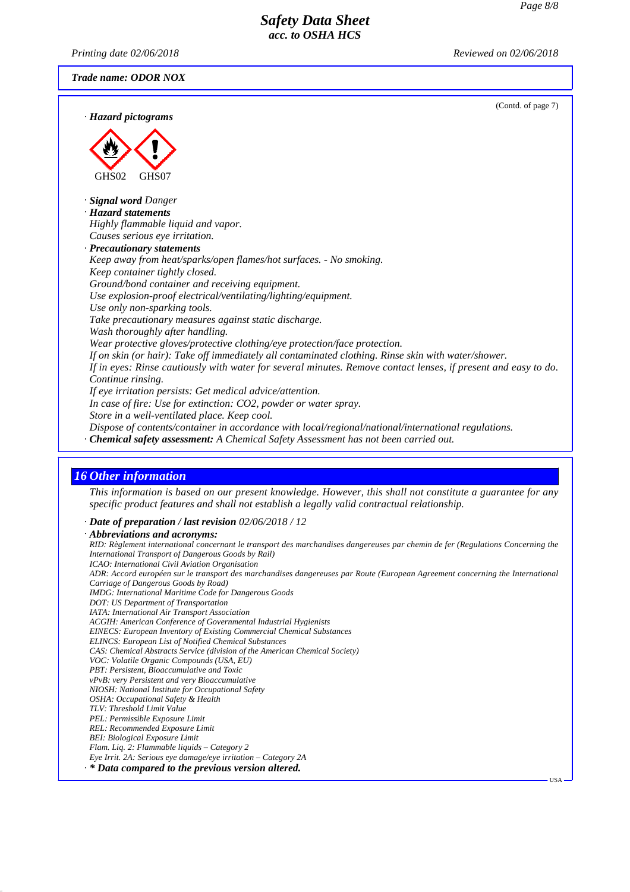Trade name: ODOR NOX

(Contd. of page 7)

· **Hazard pictograms**

GHS02 GHS07

· **Signal word** Danger

· **Hazard statements**

Highly flammable liquid and vapor.

Causes serious eye irritation.

· **Precautionary statements**

Keep away from heat/sparks/open flames/hot surfaces. - No smoking.

Keep container tightly closed.

Ground/bond container and receiving equipment.

Use explosion-proof electrical/ventilating/lighting/equipment.

Use only non-sparking tools.

Take precautionary measures against static discharge.

Wash thoroughly after handling.

Wear protective gloves/protective clothing/eye protection/face protection.

If on skin (or hair): Take off immediately all contaminated clothing. Rinse skin with water/shower.

If in eyes: Rinse cautiously with water for several minutes. Remove contact lenses, if present and easy to do. Continue rinsing.

If eye irritation persists: Get medical advice/attention.

In case of fire: Use for extinction: $CO_2$, powder or water spray.

Store in a well-ventilated place. Keep cool.

Dispose of contents/container in accordance with local/regional/national/international regulations.

· **Chemical safety assessment:** A Chemical Safety Assessment has not been carried out.

## 16 Other information

This information is based on our present knowledge. However, this shall not constitute a guarantee for any specific product features and shall not establish a legally valid contractual relationship.

· **Date of preparation / last revision** 02/06/2018 / 12

· **Abbreviations and acronyms:**

RID: Règlement international concernant le transport des marchandises dangereuses par chemin de fer (Regulations Concerning the International Transport of Dangerous Goods by Rail)
ICAO: International Civil Aviation Organisation
ADR: Accord européen sur le transport des marchandises dangereuses par Route (European Agreement concerning the International Carriage of Dangerous Goods by Road)
IMDG: International Maritime Code for Dangerous Goods
DOT: US Department of Transportation
IATA: International Air Transport Association
ACGIH: American Conference of Governmental Industrial Hygienists
EINECS: European Inventory of Existing Commercial Chemical Substances
ELINCS: European List of Notified Chemical Substances
CAS: Chemical Abstracts Service (division of the American Chemical Society)
VOC: Volatile Organic Compounds (USA, EU)
PBT: Persistent, Bioaccumulative and Toxic
vPvB: very Persistent and very Bioaccumulative
NIOSH: National Institute for Occupational Safety
OSHA: Occupational Safety & Health
TLV: Threshold Limit Value
PEL: Permissible Exposure Limit
REL: Recommended Exposure Limit
BEI: Biological Exposure Limit
Flam. Liq. 2: Flammable liquids – Category 2
Eye Irrit. 2A: Serious eye damage/eye irritation – Category 2A

· * **Data compared to the previous version altered.**

USA